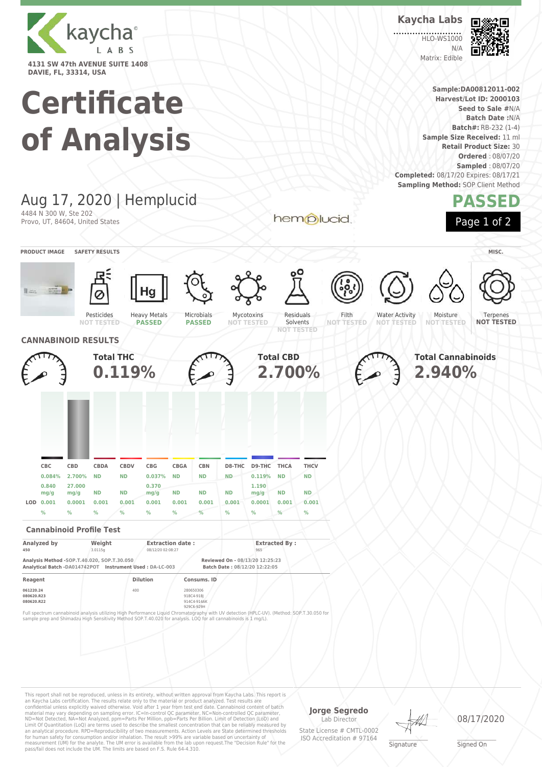kaycha LABS

4131 SW 47th AVENUE SUITE 1408
DAVIE, FL, 33314, USA

# Certificate of Analysis

**Kaycha Labs**

HLO-WS1000
N/A
Matrix: Edible

**Sample:DA00812011-002**
**Harvest/Lot ID: 2000103**
**Seed to Sale #**N/A
**Batch Date :**N/A
**Batch#:** RB-232 (1-4)
**Sample Size Received:** 11 ml
**Retail Product Size:** 30
**Ordered** : 08/07/20
**Sampled** : 08/07/20
**Completed:** 08/17/20 Expires: 08/17/21
**Sampling Method:** SOP Client Method

## Aug 17, 2020 | Hemplucid

4484 N 300 W, Ste 202
Provo, UT, 84604, United States

hemplucid

**PASSED**

**PRODUCT IMAGE** | **SAFETY RESULTS** | **MISC.**

| Pesticides | Heavy Metals | Microbials | Mycotoxins | Residuals Solvents | Filth | Water Activity | Moisture | Terpenes |
|---|---|---|---|---|---|---|---|---|
| NOT TESTED | PASSED | PASSED | NOT TESTED | NOT TESTED | NOT TESTED | NOT TESTED | NOT TESTED | NOT TESTED |

## CANNABINOID RESULTS

**Total THC** 0.119%

**Total CBD** 2.700%

**Total Cannabinoids** 2.940%

| | CBC | CBD | CBDA | CBDV | CBG | CBGA | CBN | D8-THC | D9-THC | THCA | THCV |
|---|---|---|---|---|---|---|---|---|---|---|---|
| | 0.084% | 2.700% | ND | ND | 0.037% | ND | ND | ND | 0.119% | ND | ND |
| | 0.840 mg/g | 27.000 mg/g | ND | ND | 0.370 mg/g | ND | ND | ND | 1.190 mg/g | ND | ND |
| LOD | 0.001 % | 0.0001 % | 0.001 % | 0.001 % | 0.001 % | 0.001 % | 0.001 % | 0.001 % | 0.0001 % | 0.001 % | 0.001 % |

### Cannabinoid Profile Test

| Analyzed by | Weight | Extraction date : | Extracted By : |
|---|---|---|---|
| 450 | 3.0115g | 08/12/20 02:08:27 | 965 |

**Analysis Method** -SOP.T.40.020, SOP.T.30.050
**Analytical Batch** -DA014742POT **Instrument Used :** DA-LC-003
**Reviewed On -** 08/13/20 12:25:23
**Batch Date :** 08/12/20 12:22:05

| Reagent | Dilution | Consums. ID |
|---|---|---|
| 061220.24<br>080620.R23<br>080620.R22 | 400 | 280650306<br>918C4-918J<br>914C4-914AK<br>929C6-929H |

Full spectrum cannabinoid analysis utilizing High Performance Liquid Chromatography with UV detection (HPLC-UV). (Method: SOP.T.30.050 for sample prep and Shimadzu High Sensitivity Method SOP.T.40.020 for analysis. LOQ for all cannabinoids is 1 mg/L).

This report shall not be reproduced, unless in its entirety, without written approval from Kaycha Labs. This report is an Kaycha Labs certification. The results relate only to the material or product analyzed. Test results are confidential unless explicitly waived otherwise. Void after 1 year from test end date. Cannabinoid content of batch material may vary depending on sampling error. IC=In-control QC parameter, NC=Non-controlled QC parameter, ND=Not Detected, NA=Not Analyzed, ppm=Parts Per Million, ppb=Parts Per Billion. Limit of Detection (LoD) and Limit Of Quantitation (LoQ) are terms used to describe the smallest concentration that can be reliably measured by an analytical procedure. RPD=Reproducibility of two measurements. Action Levels are State determined thresholds for human safety for consumption and/or inhalation. The result >99% are variable based on uncertainty of measurement (UM) for the analyte. The UM error is available from the lab upon request.The "Decision Rule" for the pass/fail does not include the UM. The limits are based on F.S. Rule 64-4.310.

**Jorge Segredo**
Lab Director
State License # CMTL-0002
ISO Accreditation # 97164

Signature

08/17/2020
Signed On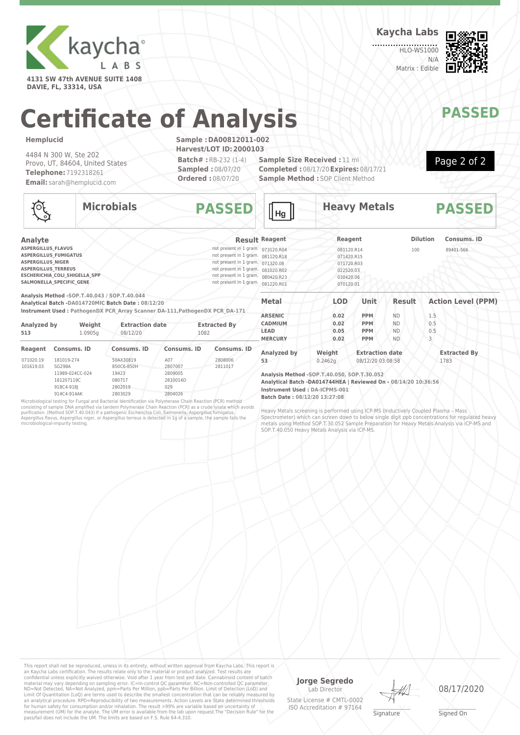kaycha LABS

4131 SW 47th AVENUE SUITE 1408
DAVIE, FL, 33314, USA

**Kaycha Labs**

HLO-WS1000
N/A
Matrix : Edible

# Certificate of Analysis

## PASSED

**Hemplucid**

4484 N 300 W, Ste 202
Provo, UT, 84604, United States
**Telephone:** 7192318261
**Email:** sarah@hemplucid.com

**Sample : DA00812011-002**
**Harvest/LOT ID: 2000103**
**Batch# :** RB-232 (1-4)
**Sampled :** 08/07/20
**Ordered :** 08/07/20

**Sample Size Received :** 11 ml
**Completed :** 08/17/20 **Expires:** 08/17/21
**Sample Method :** SOP Client Method

Page 2 of 2

## Microbials — PASSED

| Analyte | Result |
|---|---|
| ASPERGILLUS_FLAVUS | not present in 1 gram. |
| ASPERGILLUS_FUMIGATUS | not present in 1 gram. |
| ASPERGILLUS_NIGER | not present in 1 gram. |
| ASPERGILLUS_TERREUS | not present in 1 gram. |
| ESCHERICHIA_COLI_SHIGELLA_SPP | not present in 1 gram. |
| SALMONELLA_SPECIFIC_GENE | not present in 1 gram. |

**Analysis Method -SOP.T.40.043 / SOP.T.40.044**
**Analytical Batch -DA014720MIC Batch Date : 08/12/20**
**Instrument Used : PathogenDX PCR_Array Scanner DA-111,PathogenDX PCR_DA-171**

| Analyzed by | Weight | Extraction date | Extracted By |
|---|---|---|---|
| 513 | 1.0905g | 08/12/20 | 1082 |

| Reagent | Consums. ID | Consums. ID | Consums. ID | Consums. ID |
|---|---|---|---|---|
| 071020.19 | 181019-274 | 50AX30819 | A07 | 2808006 |
| 101619.03 | SG298A | 850C6-850H | 2807007 | 2811017 |
| | 11989-024CC-024 | 19423 | 2809005 | |
| | 181207119C | 080717 | 2810014D | |
| | 918C4-918J | 2802019 | 029 | |
| | 914C4-914AK | 2803029 | 2804026 | |

Microbiological testing for Fungal and Bacterial Identification via Polymerase Chain Reaction (PCR) method consisting of sample DNA amplified via tandem Polymerase Chain Reaction (PCR) as a crude lysate which avoids purification. (Method SOP.T.40.043) If a pathogenic Escherichia Coli, Salmonella, Aspergillus fumigatus, Aspergillus flavus, Aspergillus niger, or Aspergillus terreus is detected in 1g of a sample, the sample fails the microbiological-impurity testing.

## Heavy Metals — PASSED

| Reagent | Reagent | Dilution | Consums. ID |
|---|---|---|---|
| 073120.R04 | 081120.R14 | 100 | 89401-566 |
| 081120.R18 | 071420.R15 | | |
| 071320.08 | 071720.R03 | | |
| 081020.R02 | 022520.03 | | |
| 080420.R23 | 030420.06 | | |
| 081220.R01 | 070120.01 | | |

| Metal | LOD | Unit | Result | Action Level (PPM) |
|---|---|---|---|---|
| ARSENIC | 0.02 | PPM | ND | 1.5 |
| CADMIUM | 0.02 | PPM | ND | 0.5 |
| LEAD | 0.05 | PPM | ND | 0.5 |
| MERCURY | 0.02 | PPM | ND | 3 |

| Analyzed by | Weight | Extraction date | Extracted By |
|---|---|---|---|
| 53 | 0.2462g | 08/12/20 03:08:58 | 1783 |

**Analysis Method -SOP.T.40.050, SOP.T.30.052**
**Analytical Batch -DA014744HEA | Reviewed On - 08/14/20 10:36:56**
**Instrument Used : DA-ICPMS-001**
**Batch Date : 08/12/20 13:27:08**

Heavy Metals screening is performed using ICP-MS (Inductively Coupled Plasma – Mass Spectrometer) which can screen down to below single digit ppb concentrations for regulated heavy metals using Method SOP.T.30.052 Sample Preparation for Heavy Metals Analysis via ICP-MS and SOP.T.40.050 Heavy Metals Analysis via ICP-MS.

This report shall not be reproduced, unless in its entirety, without written approval from Kaycha Labs. This report is an Kaycha Labs certification. The results relate only to the material or product analyzed. Test results are confidential unless explicitly waived otherwise. Void after 1 year from test end date. Cannabinoid content of batch material may vary depending on sampling error. IC=In-control QC parameter, NC=Non-controlled QC parameter, ND=Not Detected, NA=Not Analyzed, ppm=Parts Per Million, ppb=Parts Per Billion. Limit of Detection (LoD) and Limit Of Quantitation (LoQ) are terms used to describe the smallest concentration that can be reliably measured by an analytical procedure. RPD=Reproducibility of two measurements. Action Levels are State determined thresholds for human safety for consumption and/or inhalation. The result >99% are variable based on uncertainty of measurement (UM) for the analyte. The UM error is available from the lab upon request.The "Decision Rule" for the pass/fail does not include the UM. The limits are based on F.S. Rule 64-4.310.

**Jorge Segredo**
Lab Director
State License # CMTL-0002
ISO Accreditation # 97164

Signature

08/17/2020
Signed On